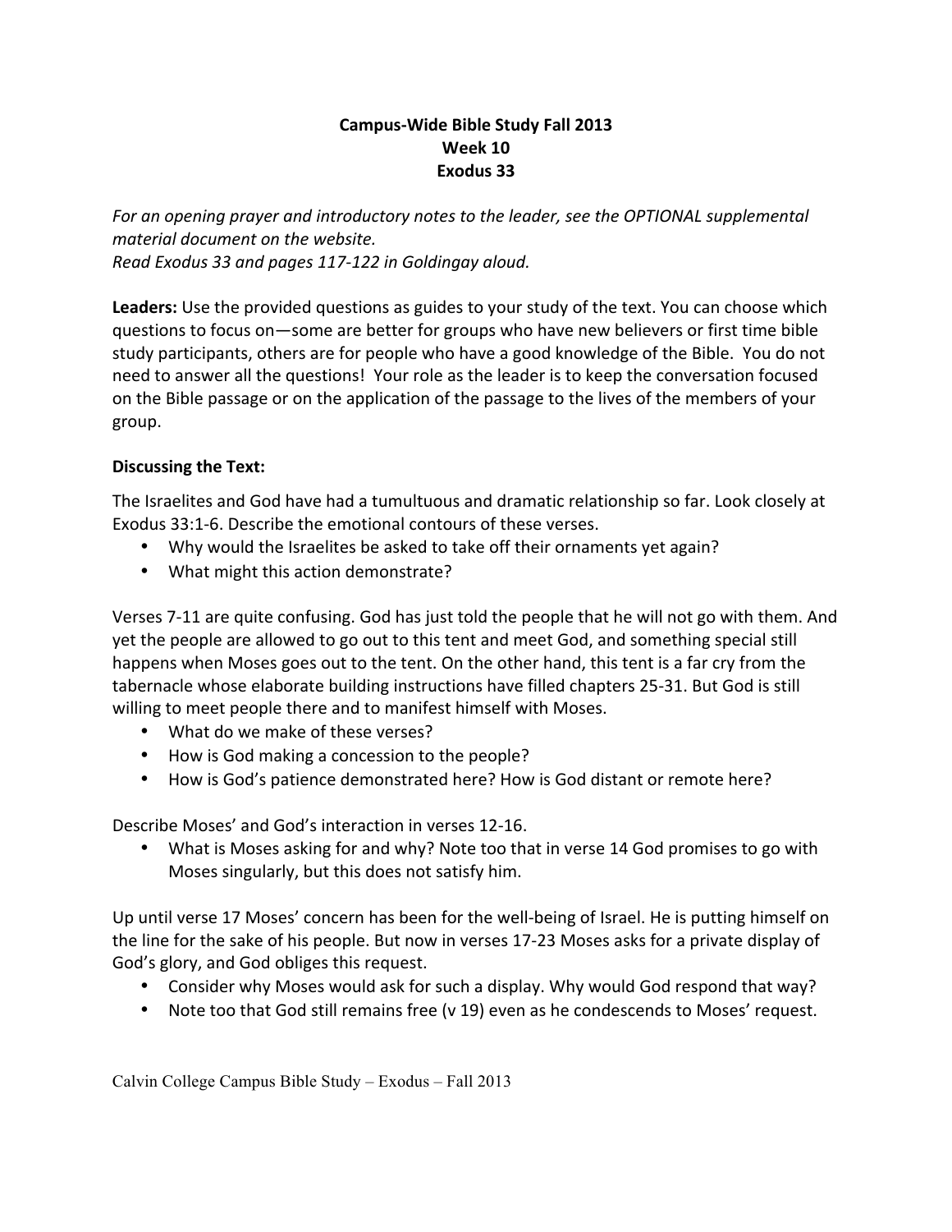**Campus-Wide Bible Study Fall 2013**
**Week 10**
**Exodus 33**

*For an opening prayer and introductory notes to the leader, see the OPTIONAL supplemental material document on the website.*
*Read Exodus 33 and pages 117-122 in Goldingay aloud.*

**Leaders:** Use the provided questions as guides to your study of the text. You can choose which questions to focus on—some are better for groups who have new believers or first time bible study participants, others are for people who have a good knowledge of the Bible. You do not need to answer all the questions! Your role as the leader is to keep the conversation focused on the Bible passage or on the application of the passage to the lives of the members of your group.

**Discussing the Text:**

The Israelites and God have had a tumultuous and dramatic relationship so far. Look closely at Exodus 33:1-6. Describe the emotional contours of these verses.

- Why would the Israelites be asked to take off their ornaments yet again?
- What might this action demonstrate?

Verses 7-11 are quite confusing. God has just told the people that he will not go with them. And yet the people are allowed to go out to this tent and meet God, and something special still happens when Moses goes out to the tent. On the other hand, this tent is a far cry from the tabernacle whose elaborate building instructions have filled chapters 25-31. But God is still willing to meet people there and to manifest himself with Moses.

- What do we make of these verses?
- How is God making a concession to the people?
- How is God's patience demonstrated here? How is God distant or remote here?

Describe Moses' and God's interaction in verses 12-16.

- What is Moses asking for and why? Note too that in verse 14 God promises to go with Moses singularly, but this does not satisfy him.

Up until verse 17 Moses' concern has been for the well-being of Israel. He is putting himself on the line for the sake of his people. But now in verses 17-23 Moses asks for a private display of God's glory, and God obliges this request.

- Consider why Moses would ask for such a display. Why would God respond that way?
- Note too that God still remains free (v 19) even as he condescends to Moses' request.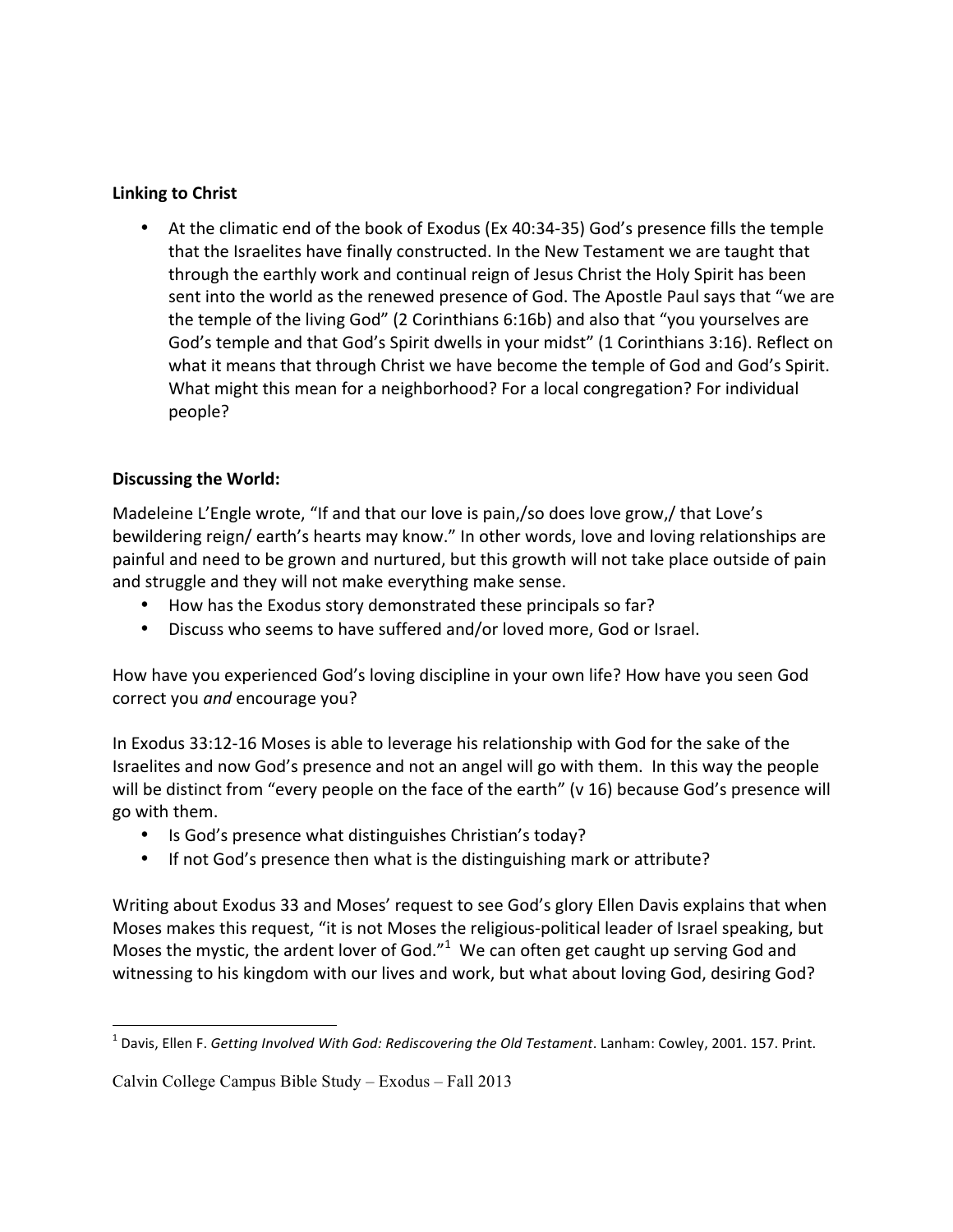**Linking to Christ**

- At the climatic end of the book of Exodus (Ex 40:34-35) God's presence fills the temple that the Israelites have finally constructed. In the New Testament we are taught that through the earthly work and continual reign of Jesus Christ the Holy Spirit has been sent into the world as the renewed presence of God. The Apostle Paul says that "we are the temple of the living God" (2 Corinthians 6:16b) and also that "you yourselves are God's temple and that God's Spirit dwells in your midst" (1 Corinthians 3:16). Reflect on what it means that through Christ we have become the temple of God and God's Spirit. What might this mean for a neighborhood? For a local congregation? For individual people?

**Discussing the World:**

Madeleine L'Engle wrote, "If and that our love is pain,/so does love grow,/ that Love's bewildering reign/ earth's hearts may know." In other words, love and loving relationships are painful and need to be grown and nurtured, but this growth will not take place outside of pain and struggle and they will not make everything make sense.

- How has the Exodus story demonstrated these principals so far?
- Discuss who seems to have suffered and/or loved more, God or Israel.

How have you experienced God's loving discipline in your own life? How have you seen God correct you *and* encourage you?

In Exodus 33:12-16 Moses is able to leverage his relationship with God for the sake of the Israelites and now God's presence and not an angel will go with them. In this way the people will be distinct from "every people on the face of the earth" (v 16) because God's presence will go with them.

- Is God's presence what distinguishes Christian's today?
- If not God's presence then what is the distinguishing mark or attribute?

Writing about Exodus 33 and Moses' request to see God's glory Ellen Davis explains that when Moses makes this request, "it is not Moses the religious-political leader of Israel speaking, but Moses the mystic, the ardent lover of God."[1] We can often get caught up serving God and witnessing to his kingdom with our lives and work, but what about loving God, desiring God?

---

[1] Davis, Ellen F. *Getting Involved With God: Rediscovering the Old Testament*. Lanham: Cowley, 2001. 157. Print.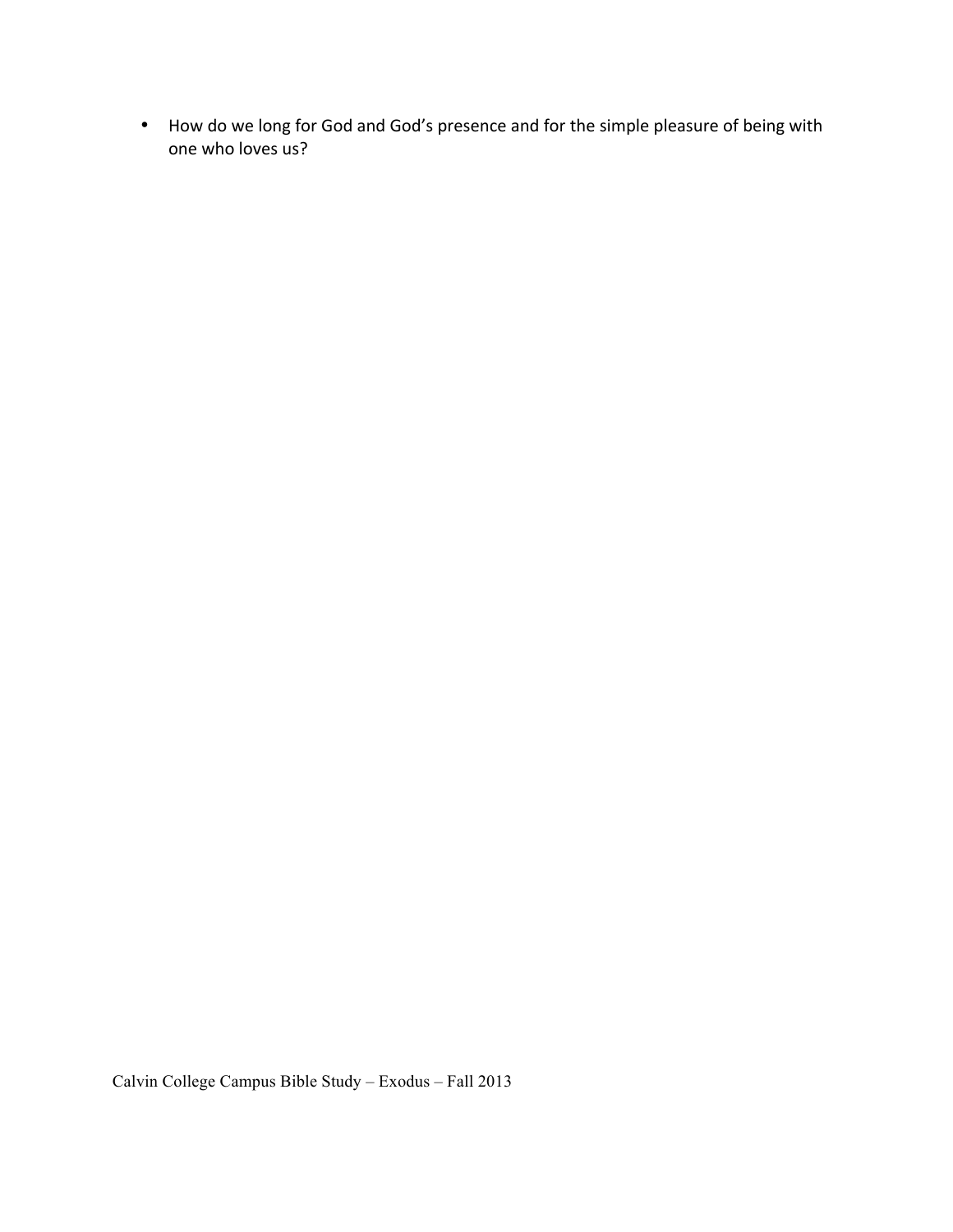- How do we long for God and God's presence and for the simple pleasure of being with one who loves us?